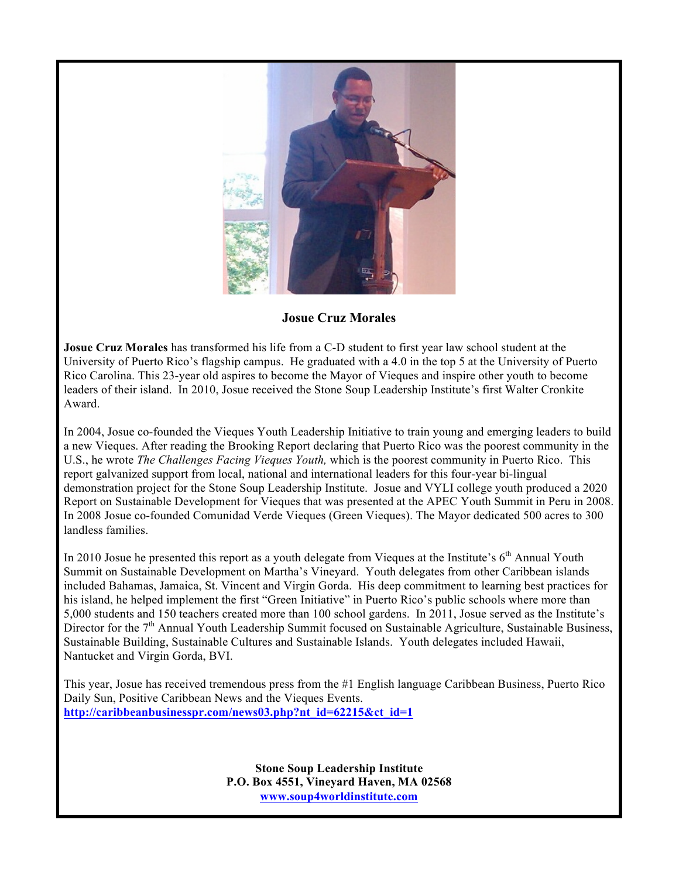**Josue Cruz Morales**

**Josue Cruz Morales** has transformed his life from a C-D student to first year law school student at the University of Puerto Rico's flagship campus. He graduated with a 4.0 in the top 5 at the University of Puerto Rico Carolina. This 23-year old aspires to become the Mayor of Vieques and inspire other youth to become leaders of their island. In 2010, Josue received the Stone Soup Leadership Institute's first Walter Cronkite Award.

In 2004, Josue co-founded the Vieques Youth Leadership Initiative to train young and emerging leaders to build a new Vieques. After reading the Brooking Report declaring that Puerto Rico was the poorest community in the U.S., he wrote *The Challenges Facing Vieques Youth,* which is the poorest community in Puerto Rico. This report galvanized support from local, national and international leaders for this four-year bi-lingual demonstration project for the Stone Soup Leadership Institute. Josue and VYLI college youth produced a 2020 Report on Sustainable Development for Vieques that was presented at the APEC Youth Summit in Peru in 2008. In 2008 Josue co-founded Comunidad Verde Vieques (Green Vieques). The Mayor dedicated 500 acres to 300 landless families.

In 2010 Josue he presented this report as a youth delegate from Vieques at the Institute's 6th Annual Youth Summit on Sustainable Development on Martha's Vineyard. Youth delegates from other Caribbean islands included Bahamas, Jamaica, St. Vincent and Virgin Gorda. His deep commitment to learning best practices for his island, he helped implement the first "Green Initiative" in Puerto Rico's public schools where more than 5,000 students and 150 teachers created more than 100 school gardens. In 2011, Josue served as the Institute's Director for the 7th Annual Youth Leadership Summit focused on Sustainable Agriculture, Sustainable Business, Sustainable Building, Sustainable Cultures and Sustainable Islands. Youth delegates included Hawaii, Nantucket and Virgin Gorda, BVI.

This year, Josue has received tremendous press from the #1 English language Caribbean Business, Puerto Rico Daily Sun, Positive Caribbean News and the Vieques Events.
**http://caribbeanbusinesspr.com/news03.php?nt_id=62215&ct_id=1**

**Stone Soup Leadership Institute**
**P.O. Box 4551, Vineyard Haven, MA 02568**
**www.soup4worldinstitute.com**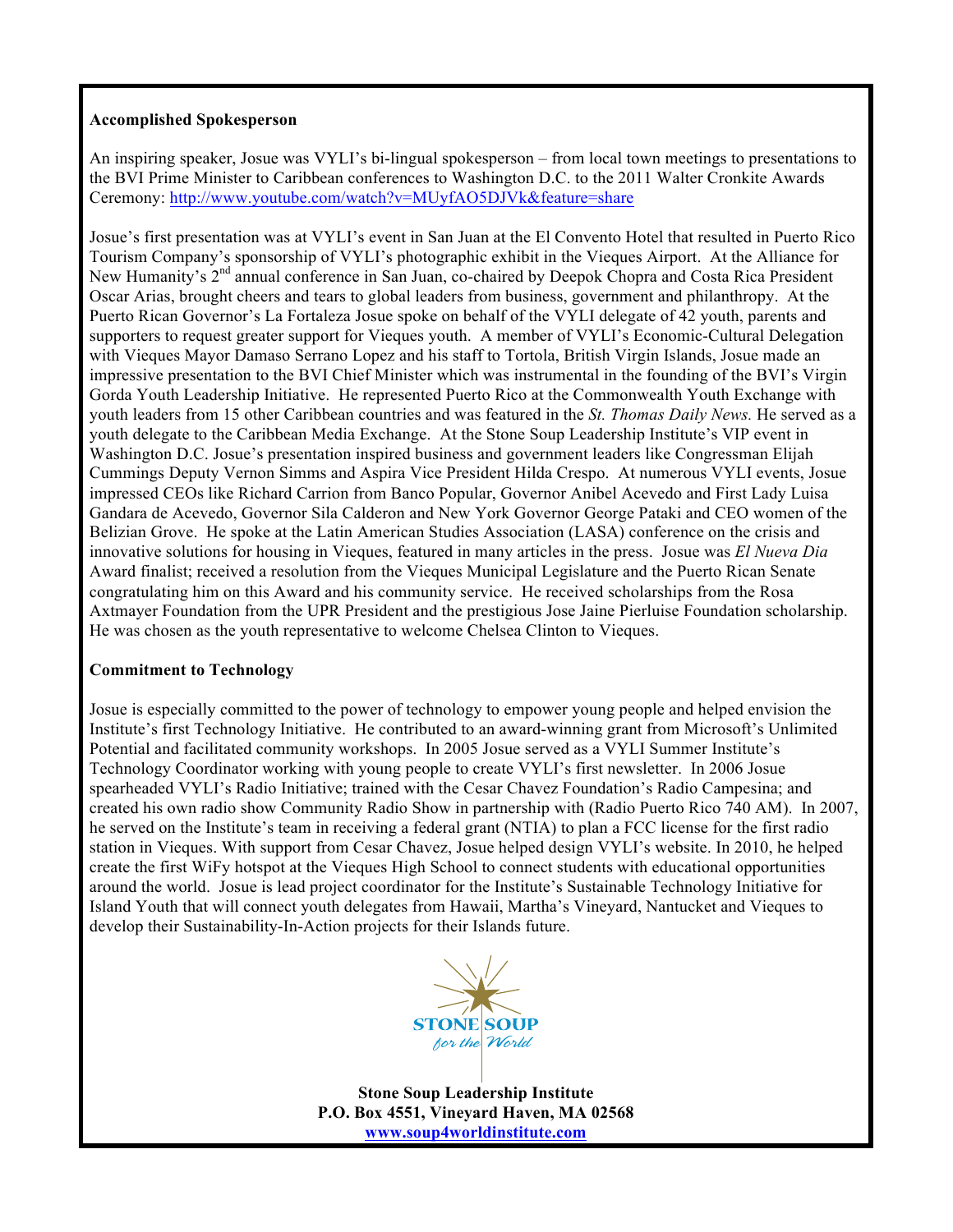**Accomplished Spokesperson**

An inspiring speaker, Josue was VYLI's bi-lingual spokesperson – from local town meetings to presentations to the BVI Prime Minister to Caribbean conferences to Washington D.C. to the 2011 Walter Cronkite Awards Ceremony: http://www.youtube.com/watch?v=MUyfAO5DJVk&feature=share

Josue's first presentation was at VYLI's event in San Juan at the El Convento Hotel that resulted in Puerto Rico Tourism Company's sponsorship of VYLI's photographic exhibit in the Vieques Airport. At the Alliance for New Humanity's 2nd annual conference in San Juan, co-chaired by Deepok Chopra and Costa Rica President Oscar Arias, brought cheers and tears to global leaders from business, government and philanthropy. At the Puerto Rican Governor's La Fortaleza Josue spoke on behalf of the VYLI delegate of 42 youth, parents and supporters to request greater support for Vieques youth. A member of VYLI's Economic-Cultural Delegation with Vieques Mayor Damaso Serrano Lopez and his staff to Tortola, British Virgin Islands, Josue made an impressive presentation to the BVI Chief Minister which was instrumental in the founding of the BVI's Virgin Gorda Youth Leadership Initiative. He represented Puerto Rico at the Commonwealth Youth Exchange with youth leaders from 15 other Caribbean countries and was featured in the *St. Thomas Daily News.* He served as a youth delegate to the Caribbean Media Exchange. At the Stone Soup Leadership Institute's VIP event in Washington D.C. Josue's presentation inspired business and government leaders like Congressman Elijah Cummings Deputy Vernon Simms and Aspira Vice President Hilda Crespo. At numerous VYLI events, Josue impressed CEOs like Richard Carrion from Banco Popular, Governor Anibel Acevedo and First Lady Luisa Gandara de Acevedo, Governor Sila Calderon and New York Governor George Pataki and CEO women of the Belizian Grove. He spoke at the Latin American Studies Association (LASA) conference on the crisis and innovative solutions for housing in Vieques, featured in many articles in the press. Josue was *El Nueva Dia* Award finalist; received a resolution from the Vieques Municipal Legislature and the Puerto Rican Senate congratulating him on this Award and his community service. He received scholarships from the Rosa Axtmayer Foundation from the UPR President and the prestigious Jose Jaine Pierluise Foundation scholarship. He was chosen as the youth representative to welcome Chelsea Clinton to Vieques.

**Commitment to Technology**

Josue is especially committed to the power of technology to empower young people and helped envision the Institute's first Technology Initiative. He contributed to an award-winning grant from Microsoft's Unlimited Potential and facilitated community workshops. In 2005 Josue served as a VYLI Summer Institute's Technology Coordinator working with young people to create VYLI's first newsletter. In 2006 Josue spearheaded VYLI's Radio Initiative; trained with the Cesar Chavez Foundation's Radio Campesina; and created his own radio show Community Radio Show in partnership with (Radio Puerto Rico 740 AM). In 2007, he served on the Institute's team in receiving a federal grant (NTIA) to plan a FCC license for the first radio station in Vieques. With support from Cesar Chavez, Josue helped design VYLI's website. In 2010, he helped create the first WiFy hotspot at the Vieques High School to connect students with educational opportunities around the world. Josue is lead project coordinator for the Institute's Sustainable Technology Initiative for Island Youth that will connect youth delegates from Hawaii, Martha's Vineyard, Nantucket and Vieques to develop their Sustainability-In-Action projects for their Islands future.

STONE SOUP *for the World*

**Stone Soup Leadership Institute**
**P.O. Box 4551, Vineyard Haven, MA 02568**
**www.soup4worldinstitute.com**